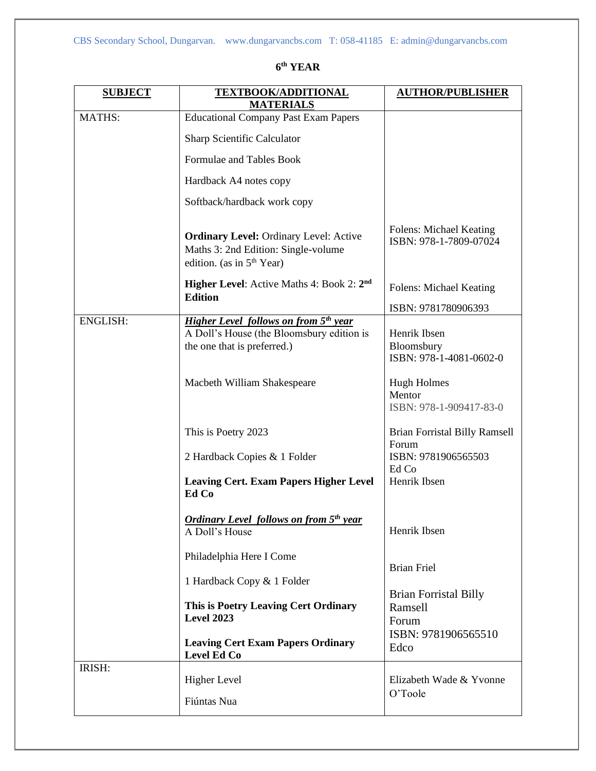CBS Secondary School, Dungarvan. www.dungarvancbs.com T: 058-41185 E: admin@dungarvancbs.com

# 6th YEAR

| **SUBJECT** | **TEXTBOOK/ADDITIONAL MATERIALS** | **AUTHOR/PUBLISHER** |
|---|---|---|
| MATHS: | Educational Company Past Exam Papers<br><br>Sharp Scientific Calculator<br><br>Formulae and Tables Book<br><br>Hardback A4 notes copy<br><br>Softback/hardback work copy | |
| | **Ordinary Level:** Ordinary Level: Active Maths 3: 2nd Edition: Single-volume edition. (as in 5th Year) | Folens: Michael Keating<br>ISBN: 978-1-7809-07024 |
| | **Higher Level**: Active Maths 4: Book 2: **2nd Edition** | Folens: Michael Keating<br><br>ISBN: 9781780906393 |
| ENGLISH: | ***Higher Level follows on from 5th year***<br>A Doll's House (the Bloomsbury edition is the one that is preferred.) | Henrik Ibsen<br>Bloomsbury<br>ISBN: 978-1-4081-0602-0 |
| | Macbeth William Shakespeare | Hugh Holmes<br>Mentor<br>ISBN: 978-1-909417-83-0 |
| | This is Poetry 2023<br><br>2 Hardback Copies & 1 Folder | Brian Forristal Billy Ramsell<br>Forum<br>ISBN: 9781906565503 |
| | **Leaving Cert. Exam Papers Higher Level Ed Co** | Ed Co<br>Henrik Ibsen |
| | ***Ordinary Level follows on from 5th year***<br>A Doll's House | Henrik Ibsen |
| | Philadelphia Here I Come<br><br>1 Hardback Copy & 1 Folder | Brian Friel |
| | **This is Poetry Leaving Cert Ordinary Level 2023**<br><br>**Leaving Cert Exam Papers Ordinary Level Ed Co** | Brian Forristal Billy Ramsell<br>Forum<br>ISBN: 9781906565510<br>Edco |
| IRISH: | Higher Level<br><br>Fiúntas Nua | Elizabeth Wade & Yvonne O'Toole |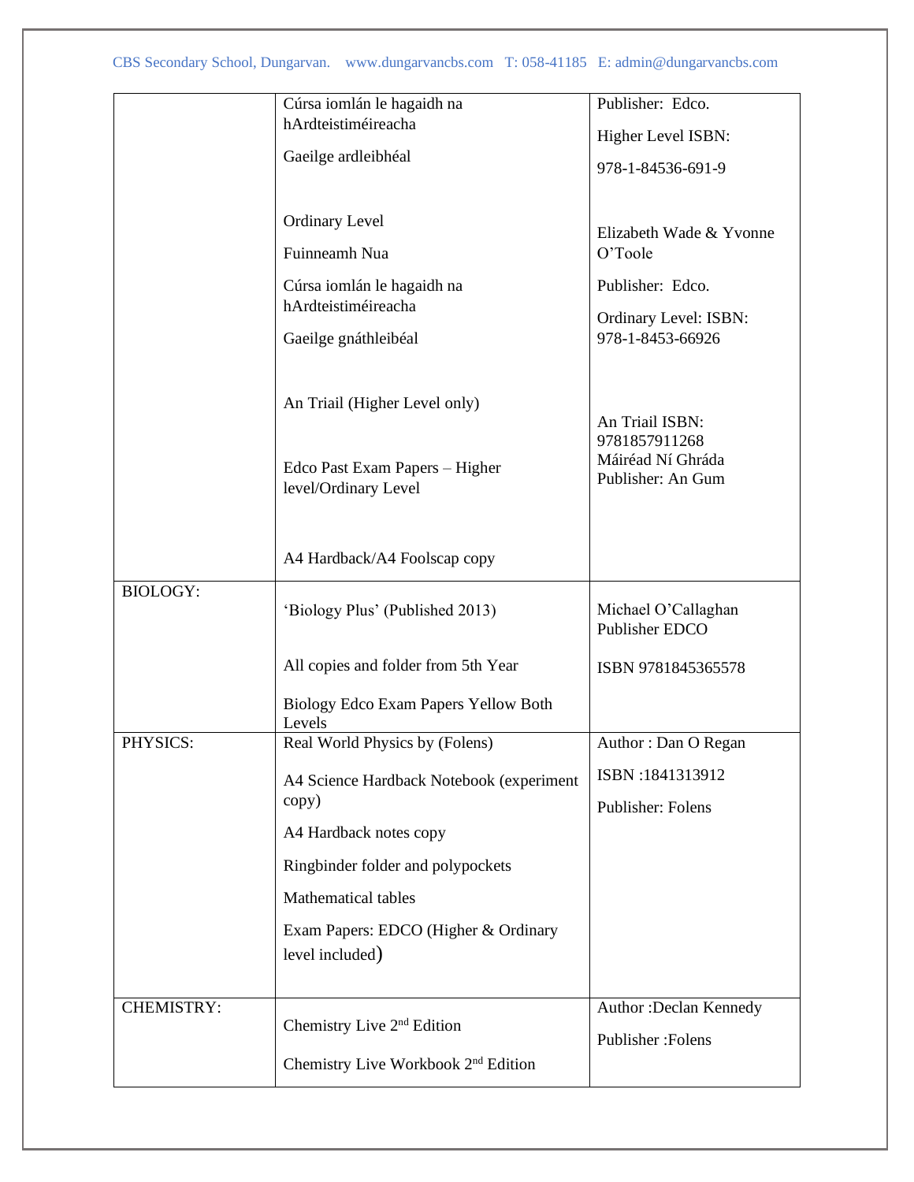| | | |
|---|---|---|
| | Cúrsa iomlán le hagaidh na hArdteistiméireacha<br><br>Gaeilge ardleibhéal<br><br><br>Ordinary Level<br><br>Fuinneamh Nua<br><br>Cúrsa iomlán le hagaidh na hArdteistiméireacha<br><br>Gaeilge gnáthleibéal<br><br><br>An Triail (Higher Level only)<br><br><br>Edco Past Exam Papers – Higher level/Ordinary Level<br><br><br>A4 Hardback/A4 Foolscap copy | Publisher: Edco.<br><br>Higher Level ISBN:<br><br>978-1-84536-691-9<br><br><br>Elizabeth Wade & Yvonne O'Toole<br><br>Publisher: Edco.<br><br>Ordinary Level: ISBN: 978-1-8453-66926<br><br><br>An Triail ISBN: 9781857911268<br>Máiréad Ní Ghráda<br>Publisher: An Gum |
| BIOLOGY: | 'Biology Plus' (Published 2013)<br><br>All copies and folder from 5th Year<br><br>Biology Edco Exam Papers Yellow Both Levels | Michael O'Callaghan<br>Publisher EDCO<br><br>ISBN 9781845365578 |
| PHYSICS: | Real World Physics by (Folens)<br><br>A4 Science Hardback Notebook (experiment copy)<br><br>A4 Hardback notes copy<br><br>Ringbinder folder and polypockets<br><br>Mathematical tables<br><br>Exam Papers: EDCO (Higher & Ordinary level included) | Author : Dan O Regan<br><br>ISBN :1841313912<br><br>Publisher: Folens |
| CHEMISTRY: | Chemistry Live 2nd Edition<br><br>Chemistry Live Workbook 2nd Edition | Author :Declan Kennedy<br><br>Publisher :Folens |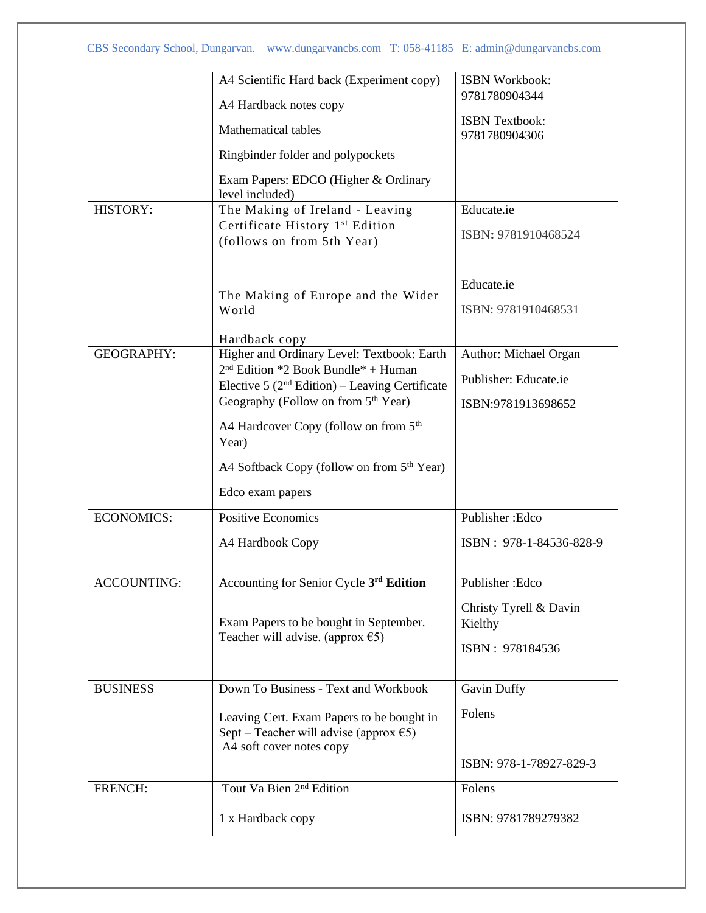| | | |
|---|---|---|
| | A4 Scientific Hard back (Experiment copy)<br><br>A4 Hardback notes copy<br><br>Mathematical tables<br><br>Ringbinder folder and polypockets<br><br>Exam Papers: EDCO (Higher & Ordinary level included) | ISBN Workbook: 9781780904344<br><br>ISBN Textbook: 9781780904306 |
| HISTORY: | The Making of Ireland - Leaving Certificate History 1st Edition (follows on from 5th Year)<br><br>The Making of Europe and the Wider World<br><br>Hardback copy | Educate.ie<br><br>ISBN: 9781910468524<br><br>Educate.ie<br><br>ISBN: 9781910468531 |
| GEOGRAPHY: | Higher and Ordinary Level: Textbook: Earth 2nd Edition *2 Book Bundle* + Human Elective 5 (2nd Edition) – Leaving Certificate Geography (Follow on from 5th Year)<br><br>A4 Hardcover Copy (follow on from 5th Year)<br><br>A4 Softback Copy (follow on from 5th Year)<br><br>Edco exam papers | Author: Michael Organ<br><br>Publisher: Educate.ie<br><br>ISBN:9781913698652 |
| ECONOMICS: | Positive Economics<br><br>A4 Hardbook Copy | Publisher :Edco<br><br>ISBN : 978-1-84536-828-9 |
| ACCOUNTING: | Accounting for Senior Cycle **3rd Edition**<br><br>Exam Papers to be bought in September. Teacher will advise. (approx €5) | Publisher :Edco<br><br>Christy Tyrell & Davin Kielthy<br><br>ISBN : 978184536 |
| BUSINESS | Down To Business - Text and Workbook<br><br>Leaving Cert. Exam Papers to be bought in Sept – Teacher will advise (approx €5)<br>A4 soft cover notes copy | Gavin Duffy<br><br>Folens<br><br>ISBN: 978-1-78927-829-3 |
| FRENCH: | Tout Va Bien 2nd Edition<br><br>1 x Hardback copy | Folens<br><br>ISBN: 9781789279382 |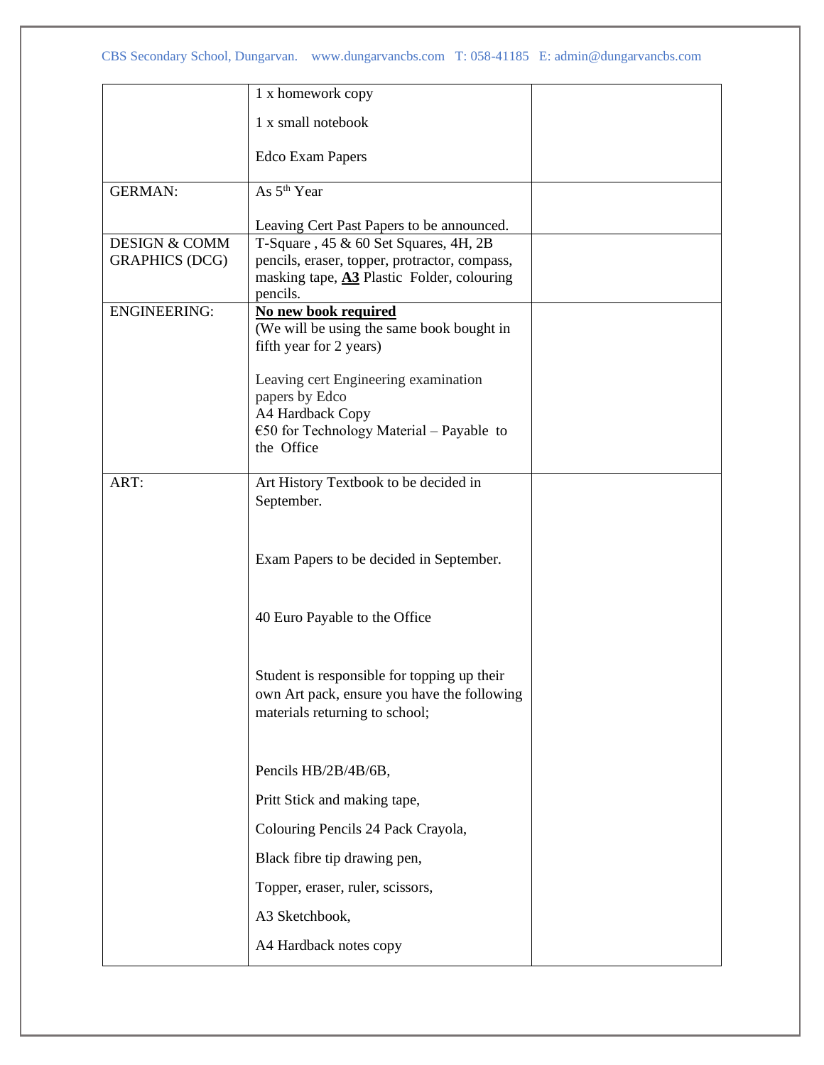| | | |
|---|---|---|
| | 1 x homework copy<br><br>1 x small notebook<br><br>Edco Exam Papers | |
| GERMAN: | As 5th Year<br><br>Leaving Cert Past Papers to be announced. | |
| DESIGN & COMM GRAPHICS (DCG) | T-Square , 45 & 60 Set Squares, 4H, 2B pencils, eraser, topper, protractor, compass, masking tape, **A3** Plastic Folder, colouring pencils. | |
| ENGINEERING: | **No new book required**<br>(We will be using the same book bought in fifth year for 2 years)<br><br>Leaving cert Engineering examination papers by Edco<br>A4 Hardback Copy<br>€50 for Technology Material – Payable to the Office | |
| ART: | Art History Textbook to be decided in September.<br><br>Exam Papers to be decided in September.<br><br>40 Euro Payable to the Office<br><br>Student is responsible for topping up their own Art pack, ensure you have the following materials returning to school;<br><br>Pencils HB/2B/4B/6B,<br><br>Pritt Stick and making tape,<br><br>Colouring Pencils 24 Pack Crayola,<br><br>Black fibre tip drawing pen,<br><br>Topper, eraser, ruler, scissors,<br><br>A3 Sketchbook,<br><br>A4 Hardback notes copy | |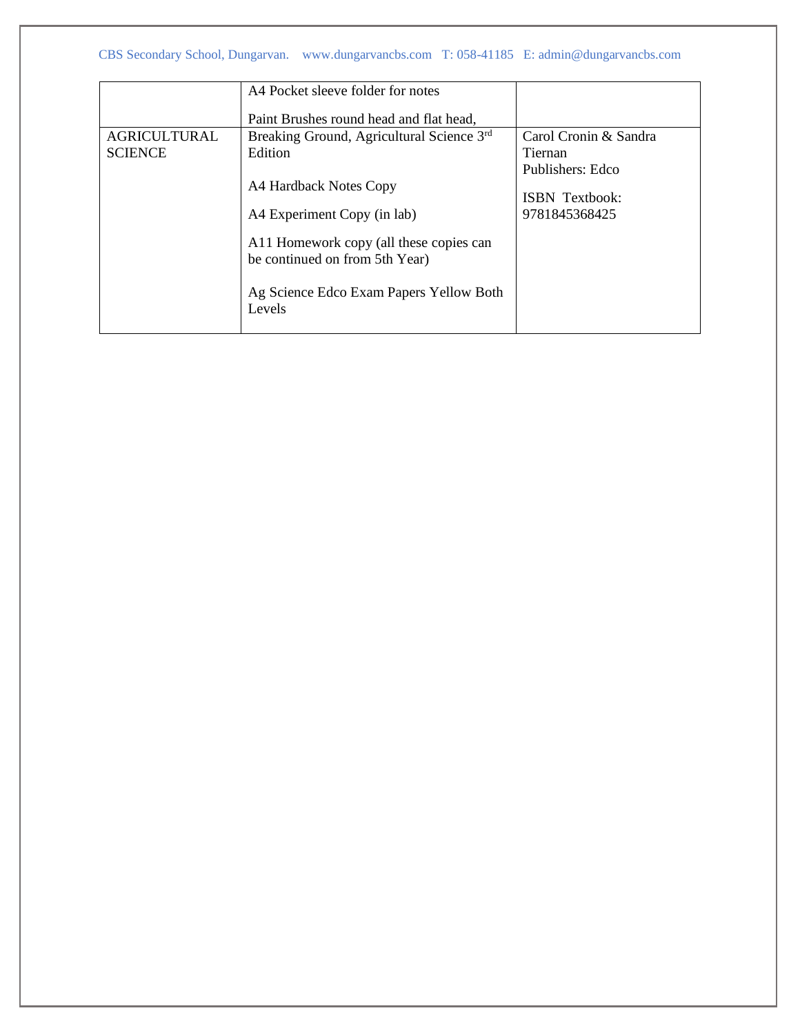| | | |
|---|---|---|
| | A4 Pocket sleeve folder for notes<br><br>Paint Brushes round head and flat head, | |
| AGRICULTURAL SCIENCE | Breaking Ground, Agricultural Science 3rd Edition<br><br>A4 Hardback Notes Copy<br><br>A4 Experiment Copy (in lab)<br><br>A11 Homework copy (all these copies can be continued on from 5th Year)<br><br>Ag Science Edco Exam Papers Yellow Both Levels | Carol Cronin & Sandra Tiernan<br>Publishers: Edco<br><br>ISBN Textbook: 9781845368425 |